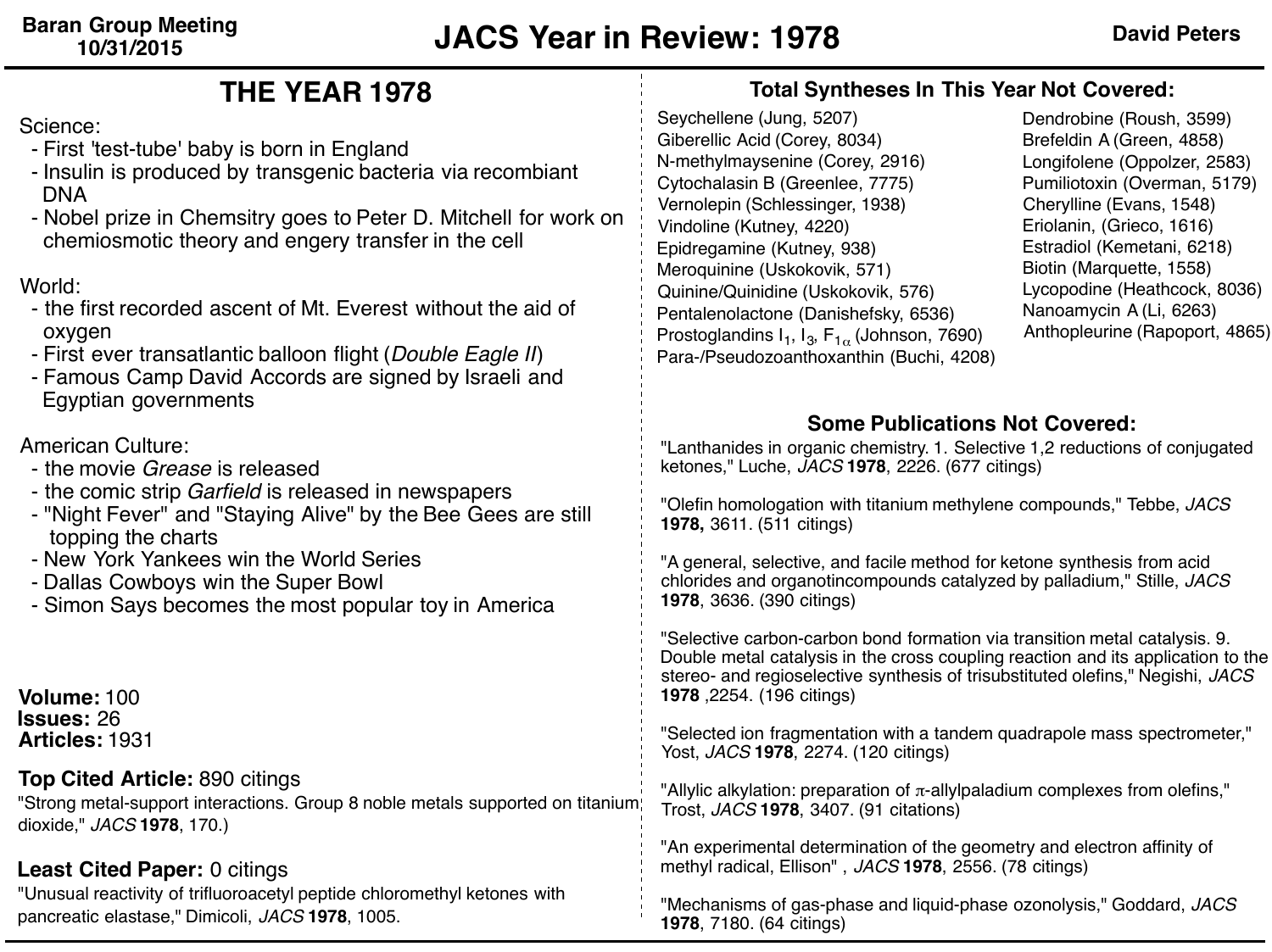# JACS Year in Review: 1978

Baran Group Meeting
10/31/2015

David Peters

## THE YEAR 1978

Science:

- First 'test-tube' baby is born in England
- Insulin is produced by transgenic bacteria via recombiant DNA
- Nobel prize in Chemsitry goes to Peter D. Mitchell for work on chemiosmotic theory and engery transfer in the cell

World:

- the first recorded ascent of Mt. Everest without the aid of oxygen
- First ever transatlantic balloon flight (*Double Eagle II*)
- Famous Camp David Accords are signed by Israeli and Egyptian governments

American Culture:

- the movie *Grease* is released
- the comic strip *Garfield* is released in newspapers
- "Night Fever" and "Staying Alive" by the Bee Gees are still topping the charts
- New York Yankees win the World Series
- Dallas Cowboys win the Super Bowl
- Simon Says becomes the most popular toy in America

**Volume:** 100
**Issues:** 26
**Articles:** 1931

**Top Cited Article:** 890 citings
"Strong metal-support interactions. Group 8 noble metals supported on titanium dioxide," *JACS* **1978**, 170.)

**Least Cited Paper:** 0 citings
"Unusual reactivity of trifluoroacetyl peptide chloromethyl ketones with pancreatic elastase," Dimicoli, *JACS* **1978**, 1005.

## Total Syntheses In This Year Not Covered:

- Seychellene (Jung, 5207)
- Giberellic Acid (Corey, 8034)
- N-methylmaysenine (Corey, 2916)
- Cytochalasin B (Greenlee, 7775)
- Vernolepin (Schlessinger, 1938)
- Vindoline (Kutney, 4220)
- Epidregamine (Kutney, 938)
- Meroquinine (Uskokovik, 571)
- Quinine/Quinidine (Uskokovik, 576)
- Pentalenolactone (Danishefsky, 6536)
- Prostoglandins $I_1$, $I_3$, $F_{1\alpha}$ (Johnson, 7690)
- Para-/Pseudozoanthoxanthin (Buchi, 4208)
- Dendrobine (Roush, 3599)
- Brefeldin A (Green, 4858)
- Longifolene (Oppolzer, 2583)
- Pumiliotoxin (Overman, 5179)
- Cherylline (Evans, 1548)
- Eriolanin, (Grieco, 1616)
- Estradiol (Kemetani, 6218)
- Biotin (Marquette, 1558)
- Lycopodine (Heathcock, 8036)
- Nanoamycin A (Li, 6263)
- Anthopleurine (Rapoport, 4865)

## Some Publications Not Covered:

"Lanthanides in organic chemistry. 1. Selective 1,2 reductions of conjugated ketones," Luche, *JACS* **1978**, 2226. (677 citings)

"Olefin homologation with titanium methylene compounds," Tebbe, *JACS* **1978,** 3611. (511 citings)

"A general, selective, and facile method for ketone synthesis from acid chlorides and organotincompounds catalyzed by palladium," Stille, *JACS* **1978**, 3636. (390 citings)

"Selective carbon-carbon bond formation via transition metal catalysis. 9. Double metal catalysis in the cross coupling reaction and its application to the stereo- and regioselective synthesis of trisubstituted olefins," Negishi, *JACS* **1978** ,2254. (196 citings)

"Selected ion fragmentation with a tandem quadrapole mass spectrometer," Yost, *JACS* **1978**, 2274. (120 citings)

"Allylic alkylation: preparation of $\pi$-allylpaladium complexes from olefins," Trost, *JACS* **1978**, 3407. (91 citations)

"An experimental determination of the geometry and electron affinity of methyl radical, Ellison" , *JACS* **1978**, 2556. (78 citings)

"Mechanisms of gas-phase and liquid-phase ozonolysis," Goddard, *JACS* **1978**, 7180. (64 citings)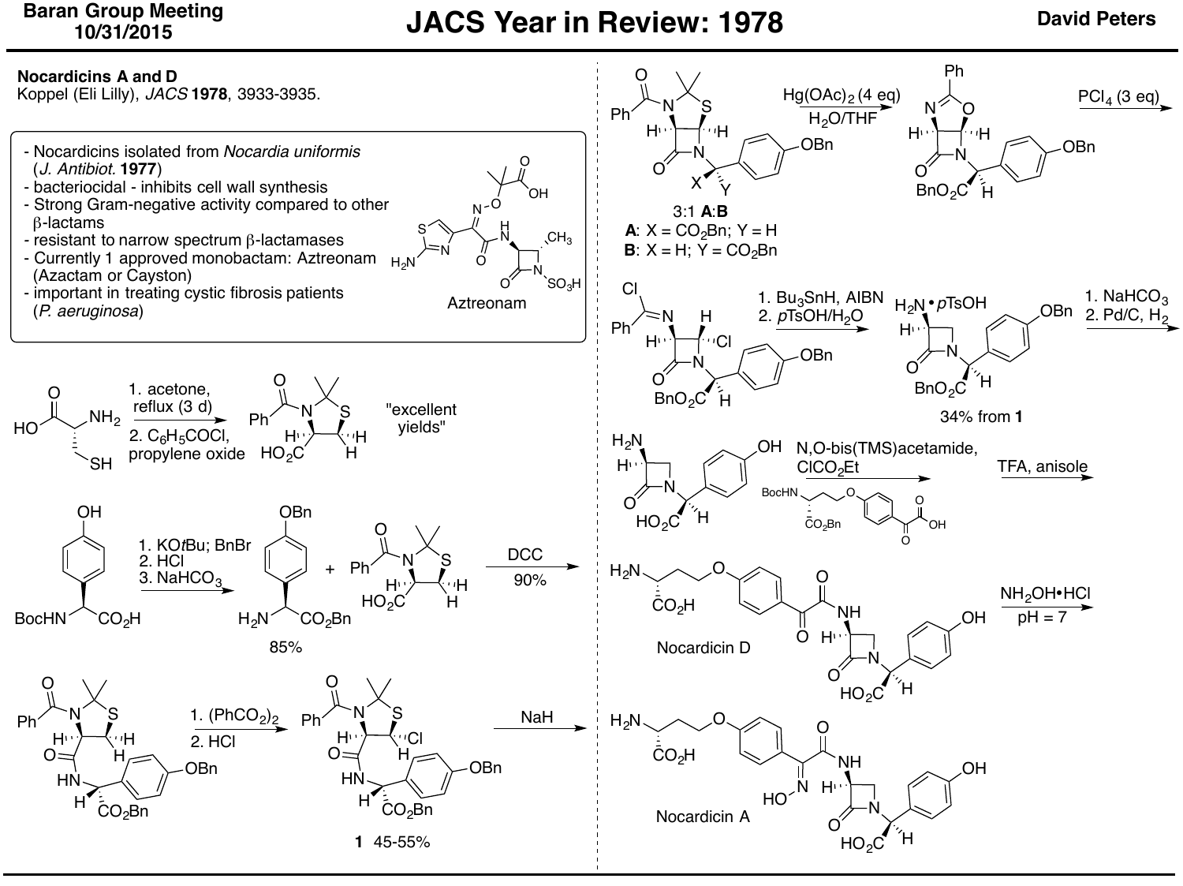## Nocardicins A and D

Koppel (Eli Lilly), *JACS* **1978**, 3933-3935.

- Nocardicins isolated from *Nocardia uniformis* (*J. Antibiot.* **1977**)
- bacteriocidal - inhibits cell wall synthesis
- Strong Gram-negative activity compared to other β-lactams
- resistant to narrow spectrum β-lactamases
- Currently 1 approved monobactam: Aztreonam (Azactam or Cayston)
- important in treating cystic fibrosis patients (*P. aeruginosa*)

Aztreonam

1. acetone, reflux (3 d)
2. $C_6H_5COCl$, propylene oxide

"excellent yields"

1. KO*t*Bu; BnBr
2. HCl
3. $NaHCO_3$

85%

DCC

90%

1. $(PhCO_2)_2$
2. HCl

**1** 45-55%

NaH

3:1 **A**:**B**

**A**: X = $CO_2Bn$; Y = H

**B**: X = H; Y = $CO_2Bn$

$Hg(OAc)_2$ (4 eq)

$H_2O$/THF

$PCl_4$ (3 eq)

1. $Bu_3SnH$, AIBN
2. *p*TsOH/$H_2O$

34% from **1**

1. $NaHCO_3$
2. Pd/C, $H_2$

N,O-bis(TMS)acetamide, $ClCO_2Et$

TFA, anisole

Nocardicin D

$NH_2OH \cdot HCl$

pH = 7

Nocardicin A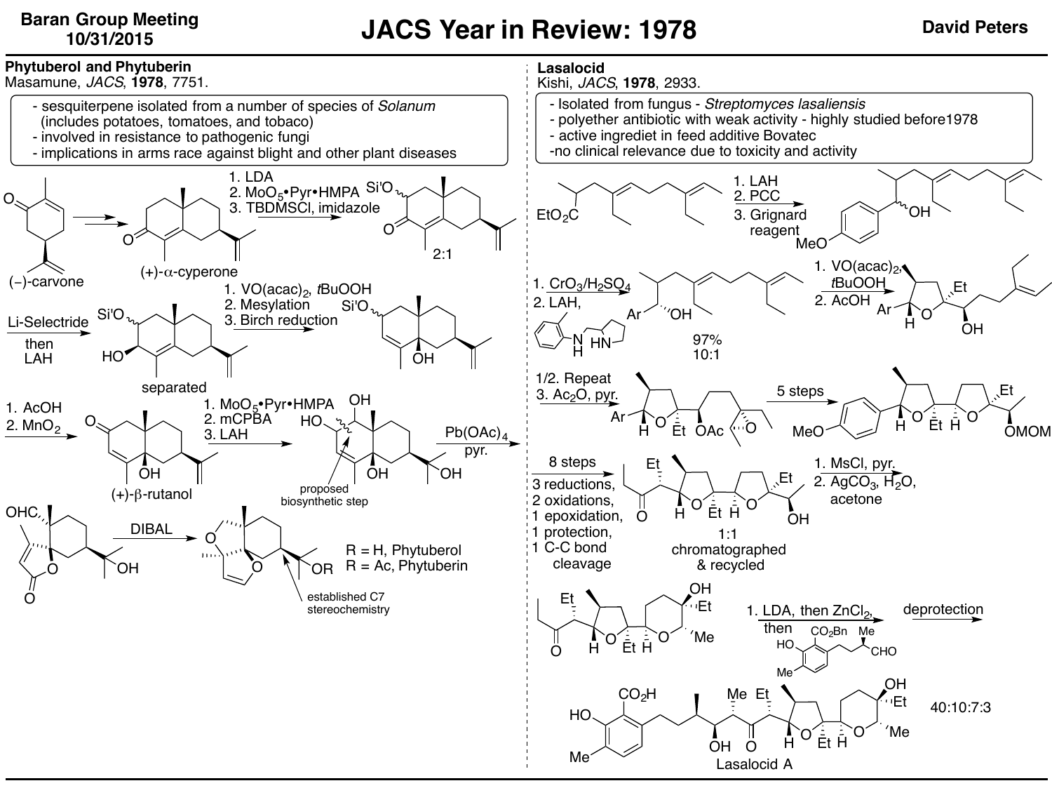## JACS Year in Review: 1978

### Phytuberol and Phytuberin

Masamune, *JACS*, **1978**, 7751.

- sesquiterpene isolated from a number of species of *Solanum* (includes potatoes, tomatoes, and tobaco)
- involved in resistance to pathogenic fungi
- implications in arms race against blight and other plant diseases

(−)-carvone → → (+)-α-cyperone

1. LDA
2. $MoO_5$•Pyr•HMPA
3. TBDMSCl, imidazole

2:1

Li-Selectride then LAH

separated

1. $VO(acac)_2$, tBuOOH
2. Mesylation
3. Birch reduction

1. AcOH
2. $MnO_2$

(+)-β-rutanol

1. $MoO_5$•Pyr•HMPA
2. mCPBA
3. LAH

proposed biosynthetic step

$Pb(OAc)_4$ pyr.

DIBAL

R = H, Phytuberol
R = Ac, Phytuberin

established C7 stereochemistry

### Lasalocid

Kishi, *JACS*, **1978**, 2933.

- Isolated from fungus - *Streptomyces lasaliensis*
- polyether antibiotic with weak activity - highly studied before1978
- active ingrediet in feed additive Bovatec
- no clinical relevance due to toxicity and activity

1. LAH
2. PCC
3. Grignard reagent

1. $CrO_3/H_2SO_4$
2. LAH, (chiral diamine ligand)

97%
10:1

1. $VO(acac)_2$, tBuOOH
2. AcOH

1/2. Repeat
3. $Ac_2O$, pyr.

5 steps

8 steps
3 reductions,
2 oxidations,
1 epoxidation,
1 protection,
1 C-C bond cleavage

1:1
chromatographed & recycled

1. MsCl, pyr.
2. $AgCO_3$, $H_2O$, acetone

1. LDA, then $ZnCl_2$, then (aldehyde)

deprotection

Lasalocid A

40:10:7:3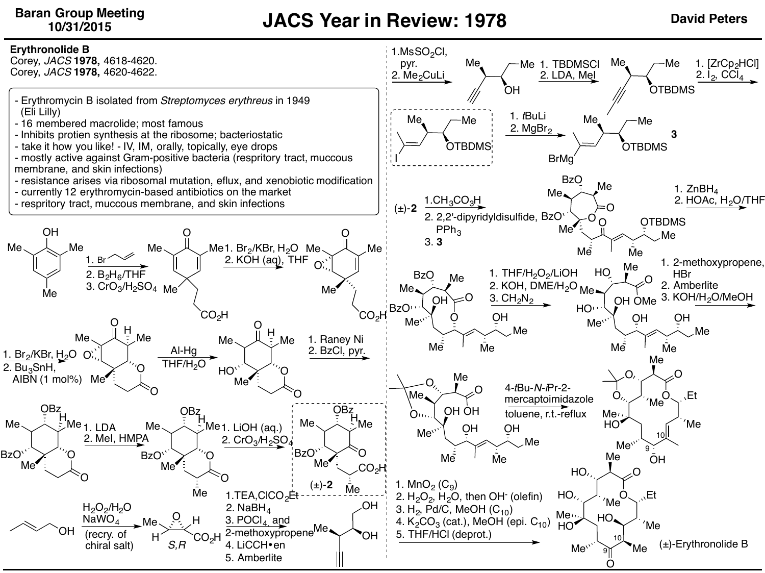## Erythronolide B

Corey, *JACS* **1978,** 4618-4620.
Corey, *JACS* **1978,** 4620-4622.

- Erythromycin B isolated from *Streptomyces erythreus* in 1949 (Eli Lilly)
- 16 membered macrolide; most famous
- Inhibits protien synthesis at the ribosome; bacteriostatic
- take it how you like! - IV, IM, orally, topically, eye drops
- mostly active against Gram-positive bacteria (respritory tract, muccous membrane, and skin infections)
- resistance arises via ribosomal mutation, eflux, and xenobiotic modification
- currently 12 erythromycin-based antibiotics on the market
- respritory tract, muccous membrane, and skin infections

1. allyl bromide
2. $B_2H_6$/THF
3. $CrO_3$/$H_2SO_4$

1. $Br_2$/KBr, $H_2O$
2. KOH (aq), THF

1. $Br_2$/KBr, $H_2O$
2. $Bu_3SnH$, AIBN (1 mol%)

Al-Hg, THF/$H_2O$

1. Raney Ni
2. BzCl, pyr.

1. LDA
2. MeI, HMPA

1. LiOH (aq.)
2. $CrO_3$/$H_2SO_4$

(±)-**2**

$H_2O_2$/$H_2O$, $NaWO_4$ (recry. of chiral salt) — *S,R*

1. TEA, $ClCO_2Et$
2. $NaBH_4$
3. $POCl_4$, and 2-methoxypropene
4. LiCCH•en
5. Amberlite

1. $MsSO_2Cl$, pyr.
2. $Me_2CuLi$

1. TBDMSCl
2. LDA, MeI

1. $[ZrCp_2HCl]$
2. $I_2$, $CCl_4$

1. *t*BuLi
2. $MgBr_2$

**3**

(±)-**2**
1. $CH_3CO_3H$
2. 2,2'-dipyridyldisulfide, $PPh_3$
3. **3**

1. $ZnBH_4$
2. HOAc, $H_2O$/THF

1. THF/$H_2O_2$/LiOH
2. KOH, DME/$H_2O$
3. $CH_2N_2$

1. 2-methoxypropene, HBr
2. Amberlite
3. KOH/$H_2O$/MeOH

4-*t*Bu-*N*-*i*Pr-2-mercaptoimidazole
toluene, r.t.-reflux

1. $MnO_2$ ($C_9$)
2. $H_2O_2$, $H_2O$, then $OH^-$ (olefin)
3. $H_2$, Pd/C, MeOH ($C_{10}$)
4. $K_2CO_3$ (cat.), MeOH (epi. $C_{10}$)
5. THF/HCl (deprot.)

(±)-Erythronolide B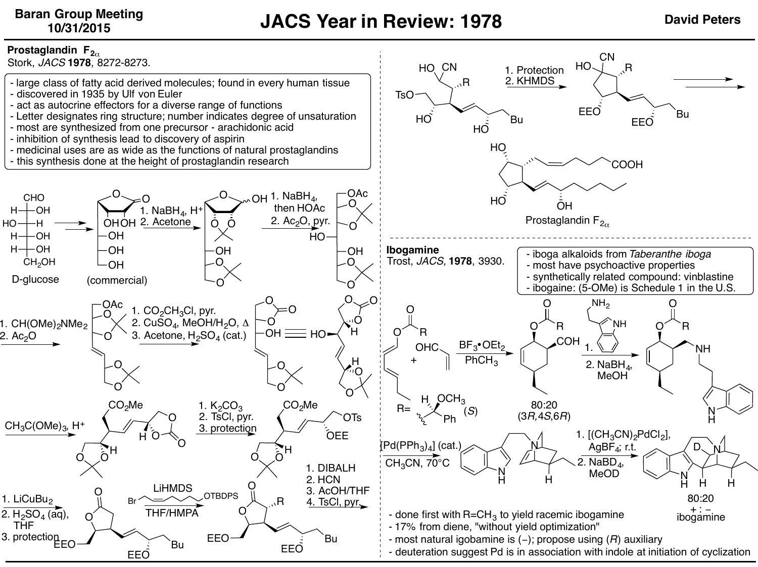## JACS Year in Review: 1978

### Prostaglandin $F_{2\alpha}$

Stork, *JACS* **1978**, 8272-8273.

- large class of fatty acid derived molecules; found in every human tissue
- discovered in 1935 by Ulf von Euler
- act as autocrine effectors for a diverse range of functions
- Letter designates ring structure; number indicates degree of unsaturation
- most are synthesized from one precursor - arachidonic acid
- inhibition of synthesis lead to discovery of aspirin
- medicinal uses are as wide as the functions of natural prostaglandins
- this synthesis done at the height of prostaglandin research

D-glucose → (commercial) → 1. $NaBH_4$, $H^+$ 2. Acetone → 1. $NaBH_4$, then HOAc 2. $Ac_2O$, pyr. → 1. $CH(OMe)_2NMe_2$ 2. $Ac_2O$ → 1. $CO_2CH_3Cl$, pyr. 2. $CuSO_4$, $MeOH/H_2O$, Δ 3. Acetone, $H_2SO_4$ (cat.) → $CH_3C(OMe)_3$, $H^+$ → 1. $K_2CO_3$ 2. TsCl, pyr. 3. protection → 1. $LiCuBu_2$ 2. $H_2SO_4$ (aq), THF 3. protection → LiHMDS, Br–(Z)-alkenyl–OTBDPS, THF/HMPA → 1. DIBALH 2. HCN 3. AcOH/THF 4. TsCl, pyr. → 1. Protection 2. KHMDS → → Prostaglandin $F_{2\alpha}$

### Ibogamine

Trost, *JACS*, **1978**, 3930.

- iboga alkaloids from *Taberanthe iboga*
- most have psychoactive properties
- synthetically related compound: vinblastine
- ibogaine: (5-OMe) is Schedule 1 in the U.S.

Diene + acrolein, $BF_3 \cdot OEt_2$, $PhCH_3$ → 80:20 (3*R*,4*S*,6*R*); R = CH(OCH$_3$)Ph (*S*) → 1. tryptamine 2. $NaBH_4$, MeOH → $[Pd(PPh_3)_4]$ (cat.), $CH_3CN$, 70°C → 1. $[(CH_3CN)_2PdCl_2]$, $AgBF_4$; r.t. 2. $NaBD_4$, MeOD → 80:20 + : − ibogamine

- done first with R=$CH_3$ to yield racemic ibogamine
- 17% from diene, "without yield optimization"
- most natural igobamine is (−); propose using (*R*) auxiliary
- deuteration suggest Pd is in association with indole at initiation of cyclization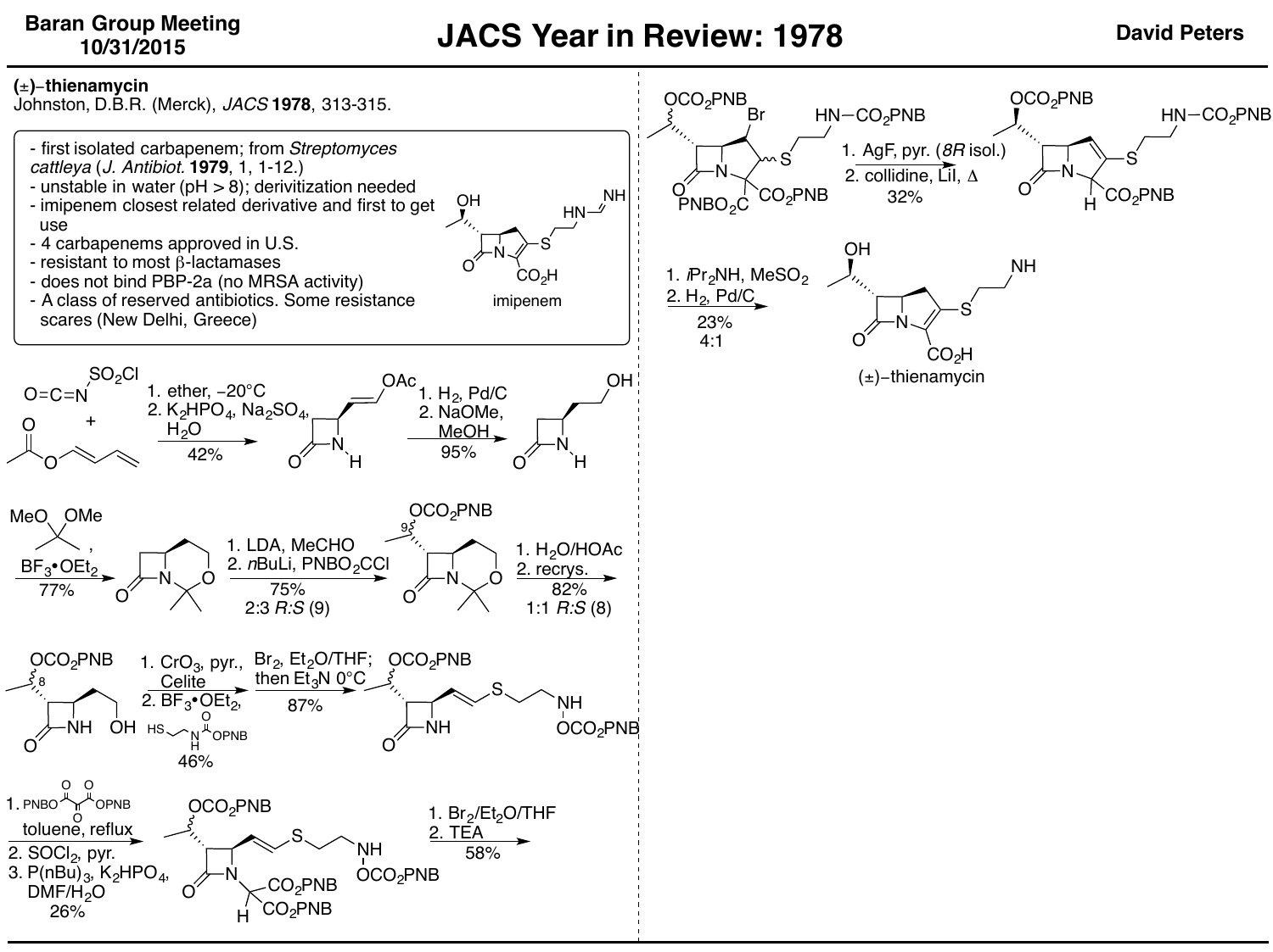## (±)–thienamycin

Johnston, D.B.R. (Merck), *JACS* **1978**, 313-315.

- first isolated carbapenem; from *Streptomyces cattleya* (*J. Antibiot.* **1979**, 1, 1-12.)
- unstable in water (pH > 8); derivitization needed
- imipenem closest related derivative and first to get use
- 4 carbapenems approved in U.S.
- resistant to most β-lactamases
- does not bind PBP-2a (no MRSA activity)
- A class of reserved antibiotics. Some resistance scares (New Delhi, Greece)

imipenem

1. ether, −20°C
2. $K_2HPO_4$, $Na_2SO_4$, $H_2O$

42%

1. $H_2$, Pd/C
2. NaOMe, MeOH

95%

MeO OMe, $BF_3$•$OEt_2$

77%

1. LDA, MeCHO
2. *n*BuLi, $PNBO_2CCl$

75%
2:3 *R*:*S* (9)

1. $H_2O$/HOAc
2. recrys.

82%
1:1 *R*:*S* (8)

1. $CrO_3$, pyr., Celite
2. $BF_3$•$OEt_2$, HS–CH$_2$CH$_2$–NH–C(O)OPNB

46%

$Br_2$, $Et_2O$/THF; then $Et_3N$ 0°C

87%

1. PNBO–C(O)–C(O)–C(O)–OPNB, toluene, reflux
2. $SOCl_2$, pyr.
3. $P(nBu)_3$, $K_2HPO_4$, DMF/$H_2O$

26%

1. $Br_2$/$Et_2O$/THF
2. TEA

58%

1. AgF, pyr. (*8R* isol.)
2. collidine, LiI, Δ

32%

1. *i*$Pr_2NH$, $MeSO_2$
2. $H_2$, Pd/C

23%
4:1

(±)–thienamycin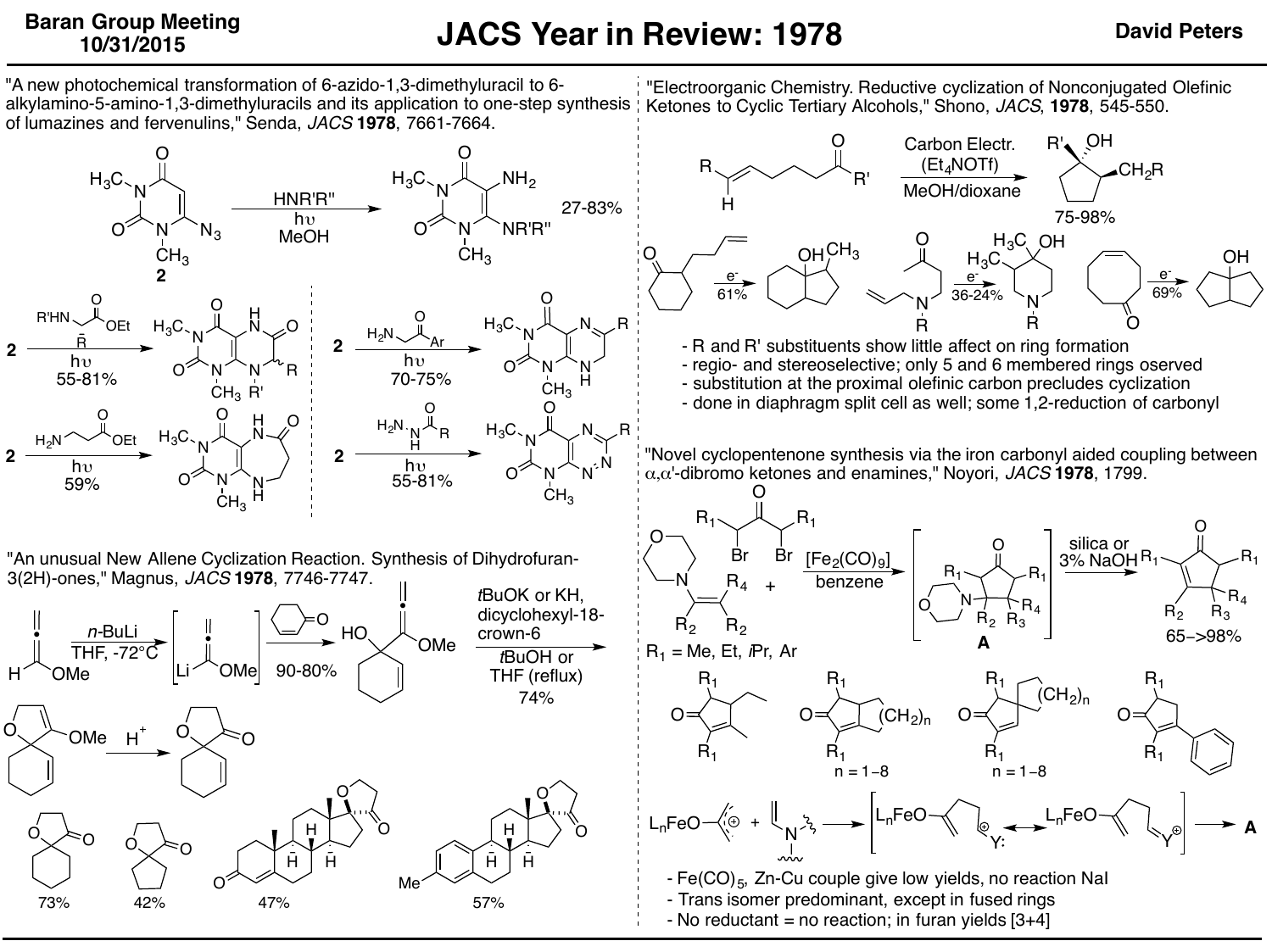# JACS Year in Review: 1978

"A new photochemical transformation of 6-azido-1,3-dimethyluracil to 6-alkylamino-5-amino-1,3-dimethyluracils and its application to one-step synthesis of lumazines and fervenulins," Senda, *JACS* **1978**, 7661-7664.

$HNR'R''$, hυ, MeOH — 27-83%

- 2 → $R'HNCH(R)CO_2Et$, hυ — 55-81%
- 2 → $H_2NCH_2COAr$, hυ — 70-75%
- 2 → $H_2NCH_2CH_2CO_2Et$, hυ — 59%
- 2 → $H_2NNHCOR$, hυ — 55-81%

"An unusual New Allene Cyclization Reaction. Synthesis of Dihydrofuran-3(2H)-ones," Magnus, *JACS* **1978**, 7746-7747.

*n*-BuLi, THF, -72°C; cyclohexenone — 90-80%

*t*BuOK or KH, dicyclohexyl-18-crown-6, *t*BuOH or THF (reflux) — 74%

$H^+$

73%, 42%, 47%, 57%

"Electroorganic Chemistry. Reductive cyclization of Nonconjugated Olefinic Ketones to Cyclic Tertiary Alcohols," Shono, *JACS*, **1978**, 545-550.

Carbon Electr. ($Et_4NOTf$), MeOH/dioxane — 75-98%

$e^-$ 61%; $e^-$ 36-24%; $e^-$ 69%

- R and R' substituents show little affect on ring formation
- regio- and stereoselective; only 5 and 6 membered rings oserved
- substitution at the proximal olefinic carbon precludes cyclization
- done in diaphragm split cell as well; some 1,2-reduction of carbonyl

"Novel cyclopentenone synthesis via the iron carbonyl aided coupling between α,α'-dibromo ketones and enamines," Noyori, *JACS* **1978**, 1799.

$[Fe_2(CO)_9]$, benzene → **A** → silica or 3% NaOH — 65->98%

$R_1$ = Me, Et, *i*Pr, Ar

n = 1–8; n = 1–8

- $Fe(CO)_5$, Zn-Cu couple give low yields, no reaction NaI
- Trans isomer predominant, except in fused rings
- No reductant = no reaction; in furan yields [3+4]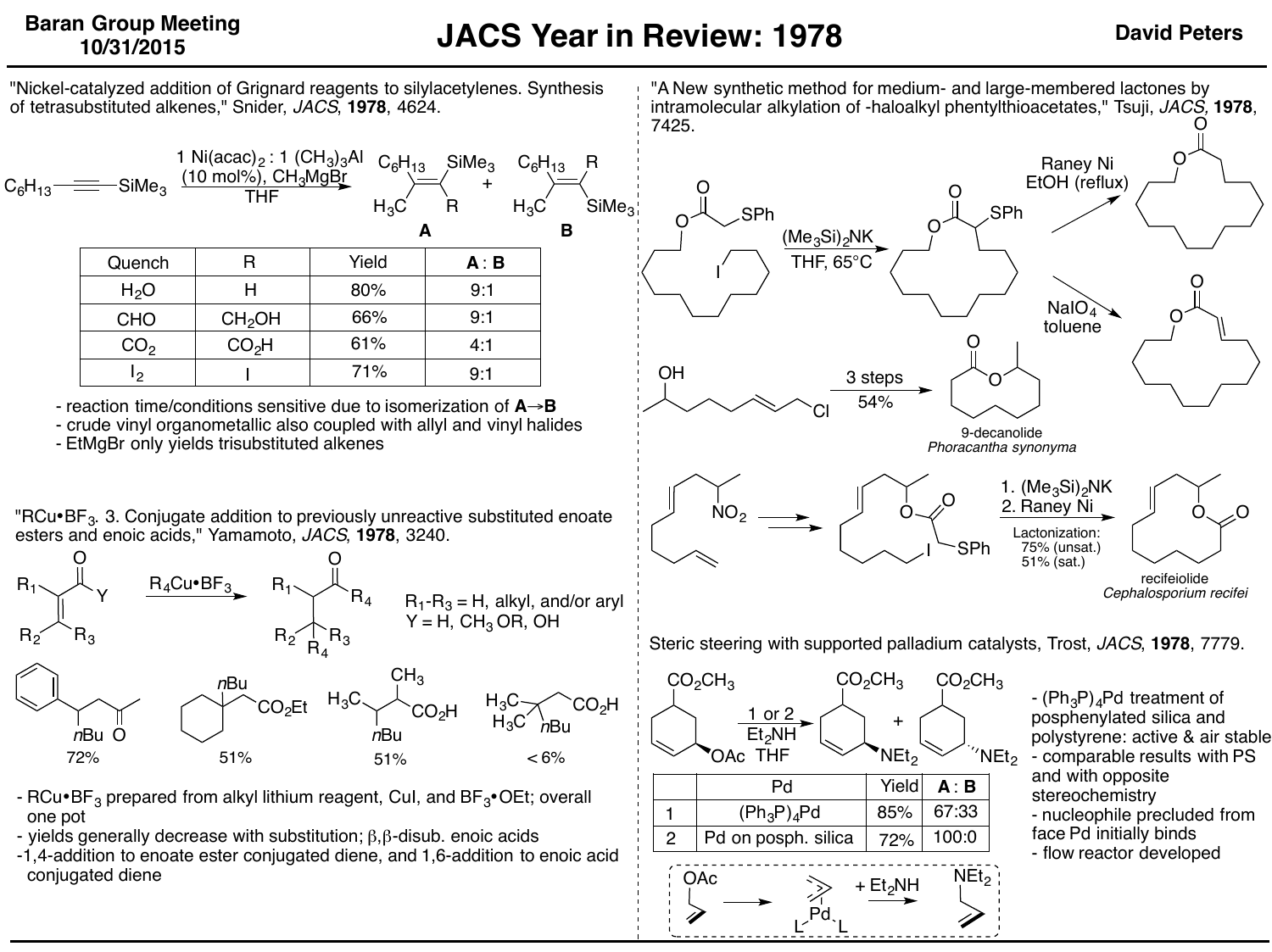# JACS Year in Review: 1978

Baran Group Meeting 10/31/2015 — David Peters

"Nickel-catalyzed addition of Grignard reagents to silylacetylenes. Synthesis of tetrasubstituted alkenes," Snider, *JACS*, **1978**, 4624.

$C_6H_{13}$–≡–$SiMe_3$ → 1 $Ni(acac)_2$ : 1 $(CH_3)_3Al$ (10 mol%), $CH_3MgBr$, THF → **A** + **B**

| Quench | R | Yield | **A** : **B** |
|---|---|---|---|
| $H_2O$ | H | 80% | 9:1 |
| CHO | $CH_2OH$ | 66% | 9:1 |
| $CO_2$ | $CO_2H$ | 61% | 4:1 |
| $I_2$ | I | 71% | 9:1 |

- reaction time/conditions sensitive due to isomerization of **A**→**B**
- crude vinyl organometallic also coupled with allyl and vinyl halides
- EtMgBr only yields trisubstituted alkenes

"RCu•$BF_3$. 3. Conjugate addition to previously unreactive substituted enoate esters and enoic acids," Yamamoto, *JACS*, **1978**, 3240.

$R_4Cu$•$BF_3$

$R_1$-$R_3$ = H, alkyl, and/or aryl
Y = H, $CH_3$ OR, OH

72% 51% 51% < 6%

- RCu•$BF_3$ prepared from alkyl lithium reagent, CuI, and $BF_3$•OEt; overall one pot
- yields generally decrease with substitution; β,β-disub. enoic acids
- 1,4-addition to enoate ester conjugated diene, and 1,6-addition to enoic acid conjugated diene

"A New synthetic method for medium- and large-membered lactones by intramolecular alkylation of -haloalkyl phentylthioacetates," Tsuji, *JACS*, **1978**, 7425.

$(Me_3Si)_2NK$, THF, 65°C

Raney Ni, EtOH (reflux)

$NaIO_4$, toluene

3 steps, 54%

9-decanolide
*Phoracantha synonyma*

1. $(Me_3Si)_2NK$
2. Raney Ni

Lactonization: 75% (unsat.) 51% (sat.)

recifeiolide
*Cephalosporium recifei*

Steric steering with supported palladium catalysts, Trost, *JACS*, **1978**, 7779.

1 or 2, $Et_2NH$, THF

| | Pd | Yield | **A** : **B** |
|---|---|---|---|
| 1 | $(Ph_3P)_4Pd$ | 85% | 67:33 |
| 2 | Pd on posph. silica | 72% | 100:0 |

- $(Ph_3P)_4Pd$ treatment of posphenylated silica and polystyrene: active & air stable
- comparable results with PS and with opposite stereochemistry
- nucleophile precluded from face Pd initially binds
- flow reactor developed

+ $Et_2NH$